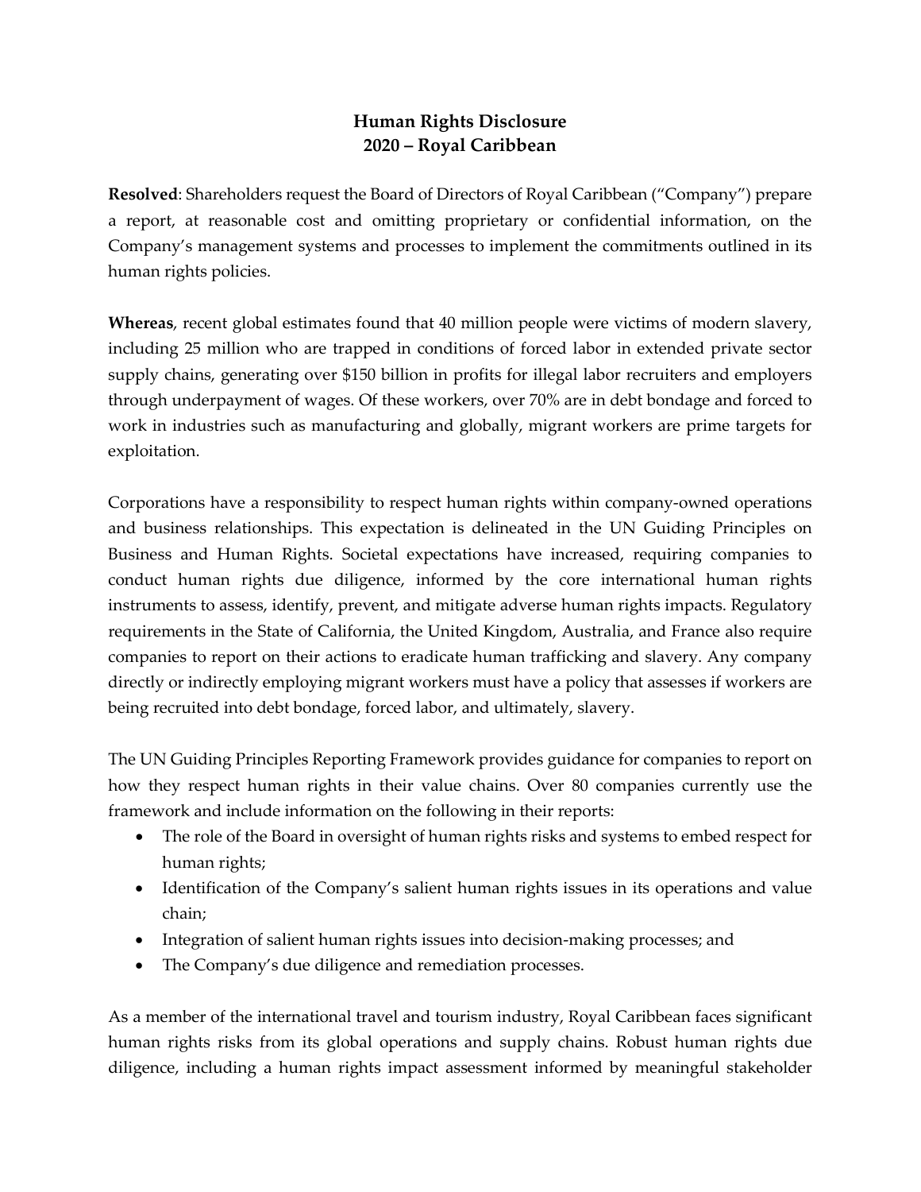# Human Rights Disclosure
# 2020 – Royal Caribbean

**Resolved**: Shareholders request the Board of Directors of Royal Caribbean ("Company") prepare a report, at reasonable cost and omitting proprietary or confidential information, on the Company's management systems and processes to implement the commitments outlined in its human rights policies.

**Whereas**, recent global estimates found that 40 million people were victims of modern slavery, including 25 million who are trapped in conditions of forced labor in extended private sector supply chains, generating over $150 billion in profits for illegal labor recruiters and employers through underpayment of wages. Of these workers, over 70% are in debt bondage and forced to work in industries such as manufacturing and globally, migrant workers are prime targets for exploitation.

Corporations have a responsibility to respect human rights within company-owned operations and business relationships. This expectation is delineated in the UN Guiding Principles on Business and Human Rights. Societal expectations have increased, requiring companies to conduct human rights due diligence, informed by the core international human rights instruments to assess, identify, prevent, and mitigate adverse human rights impacts. Regulatory requirements in the State of California, the United Kingdom, Australia, and France also require companies to report on their actions to eradicate human trafficking and slavery. Any company directly or indirectly employing migrant workers must have a policy that assesses if workers are being recruited into debt bondage, forced labor, and ultimately, slavery.

The UN Guiding Principles Reporting Framework provides guidance for companies to report on how they respect human rights in their value chains. Over 80 companies currently use the framework and include information on the following in their reports:

- The role of the Board in oversight of human rights risks and systems to embed respect for human rights;
- Identification of the Company's salient human rights issues in its operations and value chain;
- Integration of salient human rights issues into decision-making processes; and
- The Company's due diligence and remediation processes.

As a member of the international travel and tourism industry, Royal Caribbean faces significant human rights risks from its global operations and supply chains. Robust human rights due diligence, including a human rights impact assessment informed by meaningful stakeholder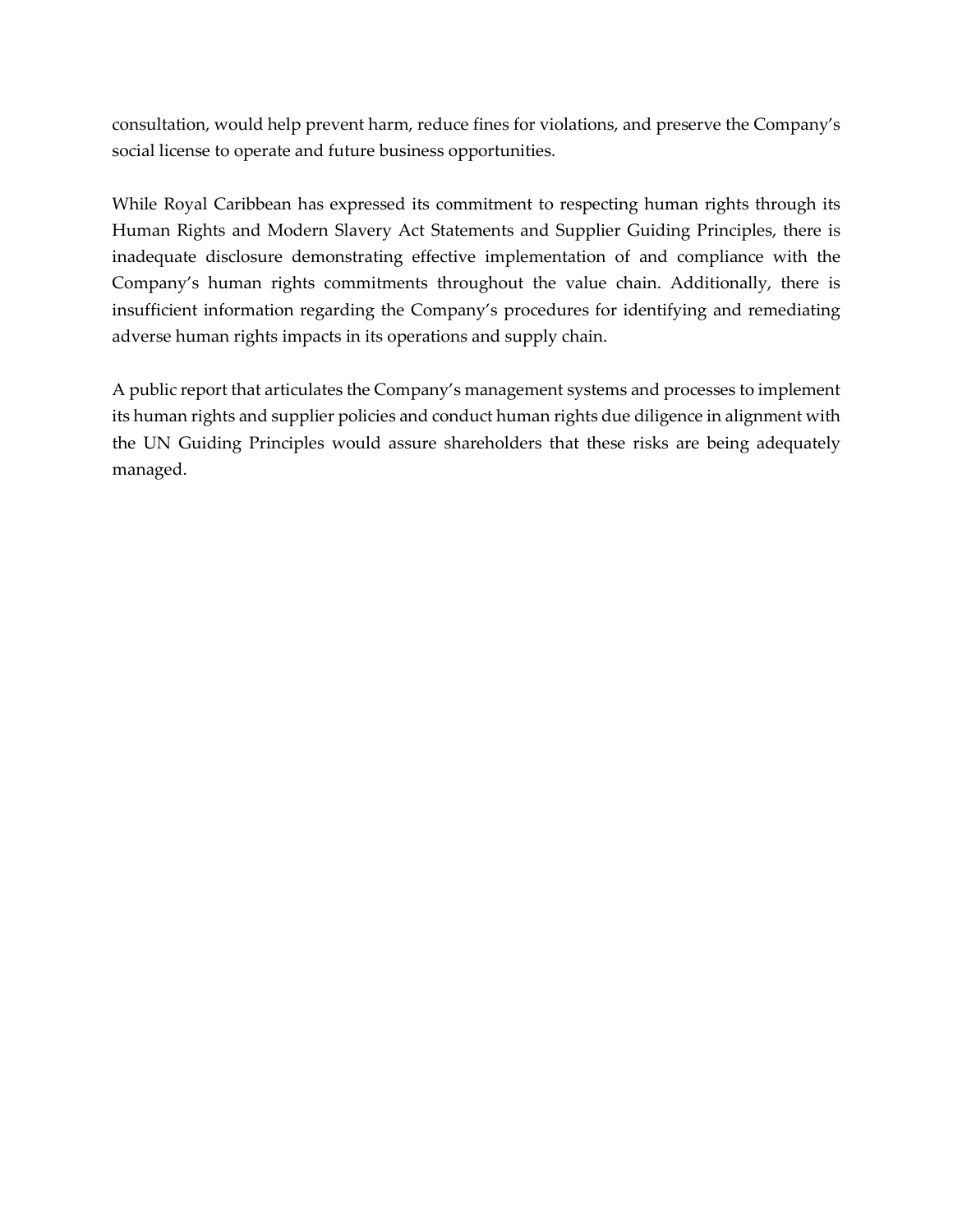consultation, would help prevent harm, reduce fines for violations, and preserve the Company's social license to operate and future business opportunities.

While Royal Caribbean has expressed its commitment to respecting human rights through its Human Rights and Modern Slavery Act Statements and Supplier Guiding Principles, there is inadequate disclosure demonstrating effective implementation of and compliance with the Company's human rights commitments throughout the value chain. Additionally, there is insufficient information regarding the Company's procedures for identifying and remediating adverse human rights impacts in its operations and supply chain.

A public report that articulates the Company's management systems and processes to implement its human rights and supplier policies and conduct human rights due diligence in alignment with the UN Guiding Principles would assure shareholders that these risks are being adequately managed.